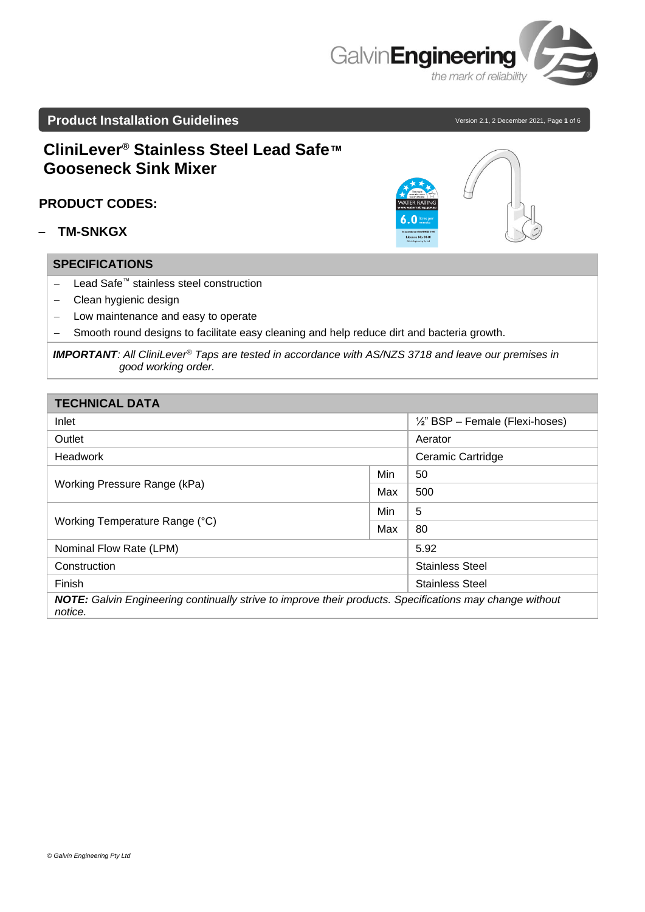## Product Installation Guidelines

Version 2.1, 2 December 2021

# CliniLever® Stainless Steel Lead Safe™ Gooseneck Sink Mixer

## PRODUCT CODES:

- **TM-SNKGX**

## SPECIFICATIONS

- Lead Safe™ stainless steel construction
- Clean hygienic design
- Low maintenance and easy to operate
- Smooth round designs to facilitate easy cleaning and help reduce dirt and bacteria growth.

***IMPORTANT**: All CliniLever® Taps are tested in accordance with AS/NZS 3718 and leave our premises in good working order.*

## TECHNICAL DATA

| TECHNICAL DATA | | |
|---|---|---|
| Inlet | | ½" BSP – Female (Flexi-hoses) |
| Outlet | | Aerator |
| Headwork | | Ceramic Cartridge |
| Working Pressure Range (kPa) | Min | 50 |
| | Max | 500 |
| Working Temperature Range (°C) | Min | 5 |
| | Max | 80 |
| Nominal Flow Rate (LPM) | | 5.92 |
| Construction | | Stainless Steel |
| Finish | | Stainless Steel |

***NOTE:** Galvin Engineering continually strive to improve their products. Specifications may change without notice.*

*© Galvin Engineering Pty Ltd*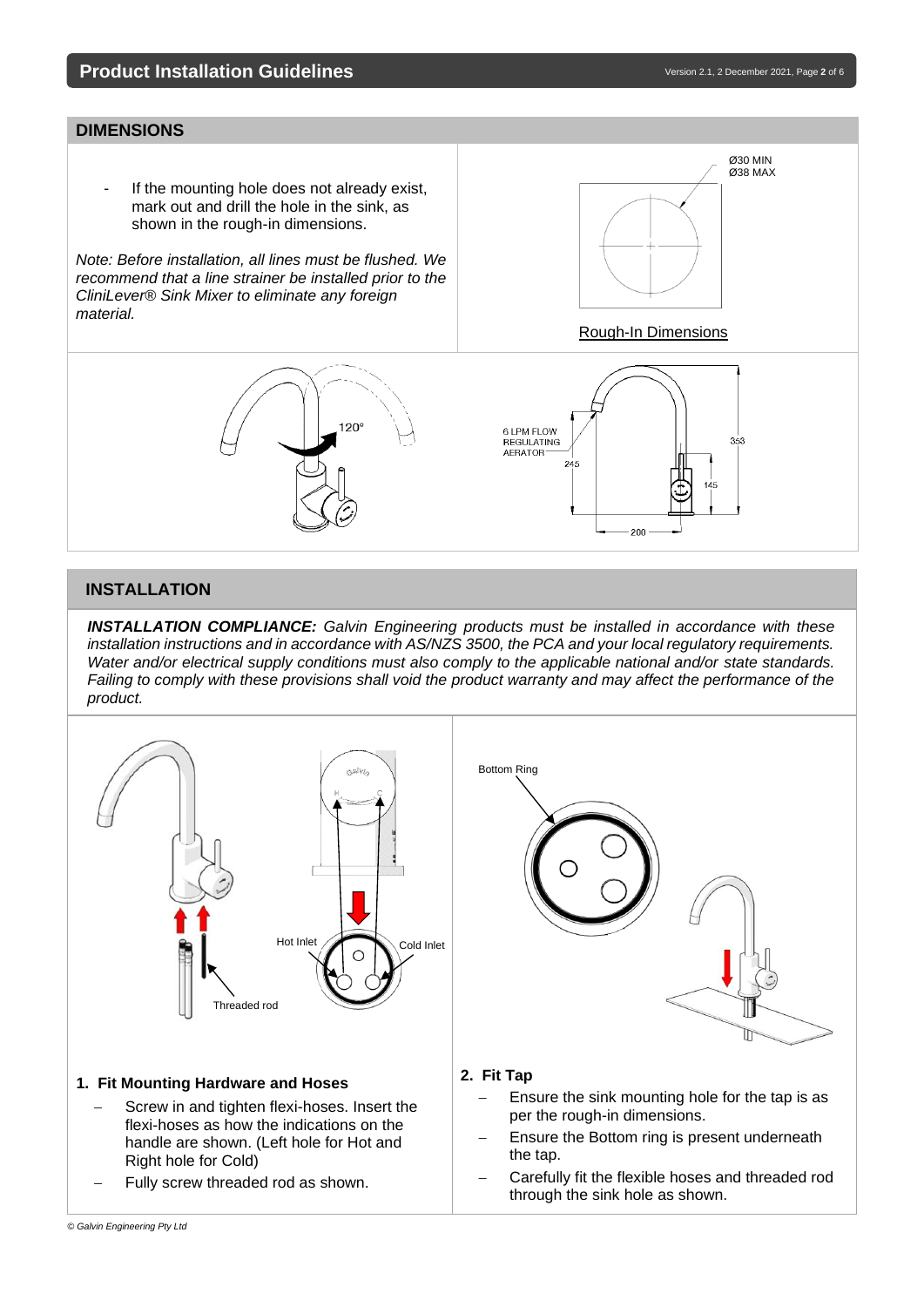## DIMENSIONS

- If the mounting hole does not already exist, mark out and drill the hole in the sink, as shown in the rough-in dimensions.

*Note: Before installation, all lines must be flushed. We recommend that a line strainer be installed prior to the CliniLever® Sink Mixer to eliminate any foreign material.*

Ø30 MIN
Ø38 MAX

Rough-In Dimensions

120°

6 LPM FLOW REGULATING AERATOR

245

353

145

200

## INSTALLATION

***INSTALLATION COMPLIANCE:*** *Galvin Engineering products must be installed in accordance with these installation instructions and in accordance with AS/NZS 3500, the PCA and your local regulatory requirements. Water and/or electrical supply conditions must also comply to the applicable national and/or state standards. Failing to comply with these provisions shall void the product warranty and may affect the performance of the product.*

Hot Inlet

Cold Inlet

Threaded rod

Bottom Ring

### 1. Fit Mounting Hardware and Hoses

- Screw in and tighten flexi-hoses. Insert the flexi-hoses as how the indications on the handle are shown. (Left hole for Hot and Right hole for Cold)
- Fully screw threaded rod as shown.

### 2. Fit Tap

- Ensure the sink mounting hole for the tap is as per the rough-in dimensions.
- Ensure the Bottom ring is present underneath the tap.
- Carefully fit the flexible hoses and threaded rod through the sink hole as shown.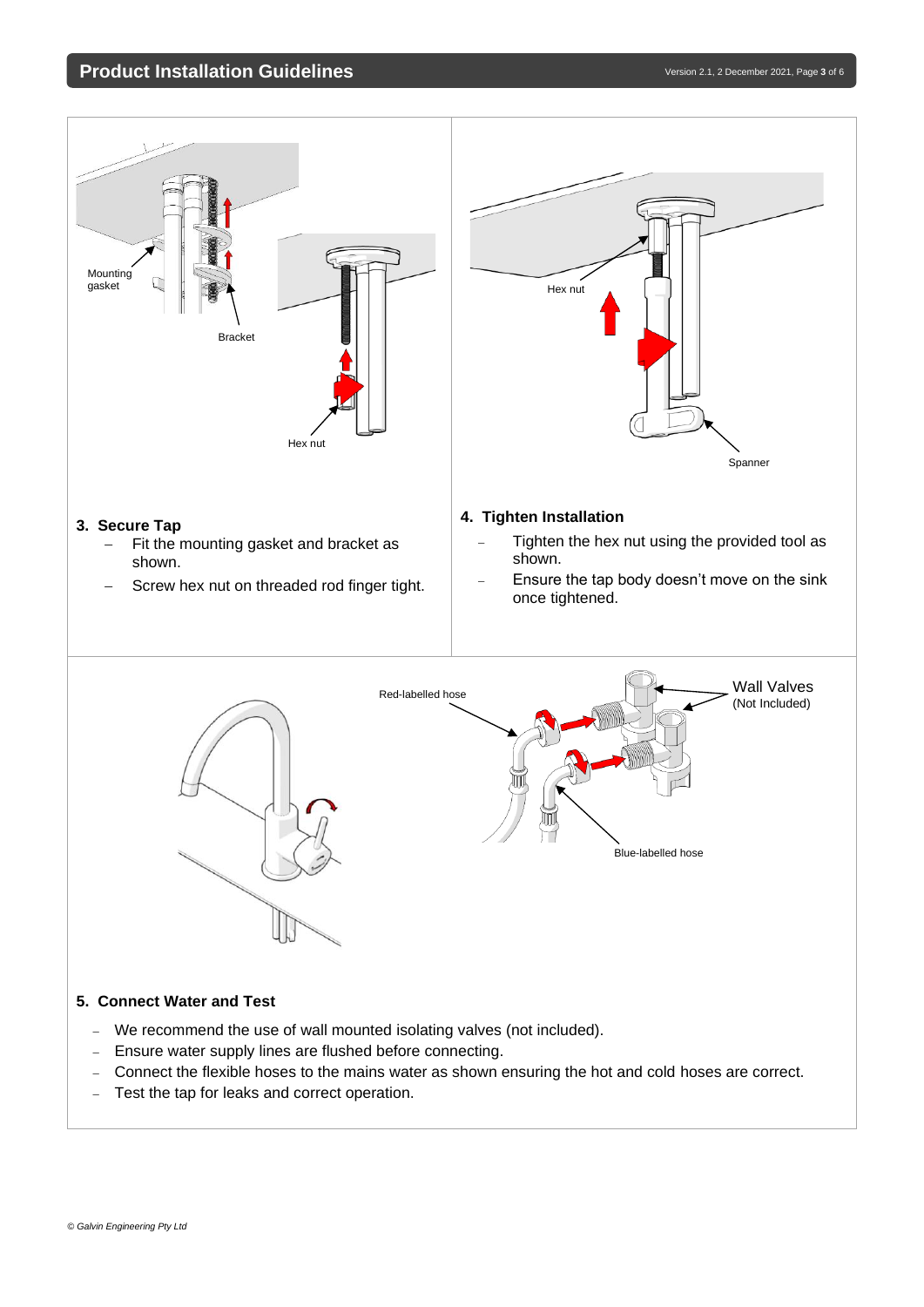## 3. Secure Tap

- Fit the mounting gasket and bracket as shown.
- Screw hex nut on threaded rod finger tight.

## 4. Tighten Installation

- Tighten the hex nut using the provided tool as shown.
- Ensure the tap body doesn't move on the sink once tightened.

## 5. Connect Water and Test

- We recommend the use of wall mounted isolating valves (not included).
- Ensure water supply lines are flushed before connecting.
- Connect the flexible hoses to the mains water as shown ensuring the hot and cold hoses are correct.
- Test the tap for leaks and correct operation.

*© Galvin Engineering Pty Ltd*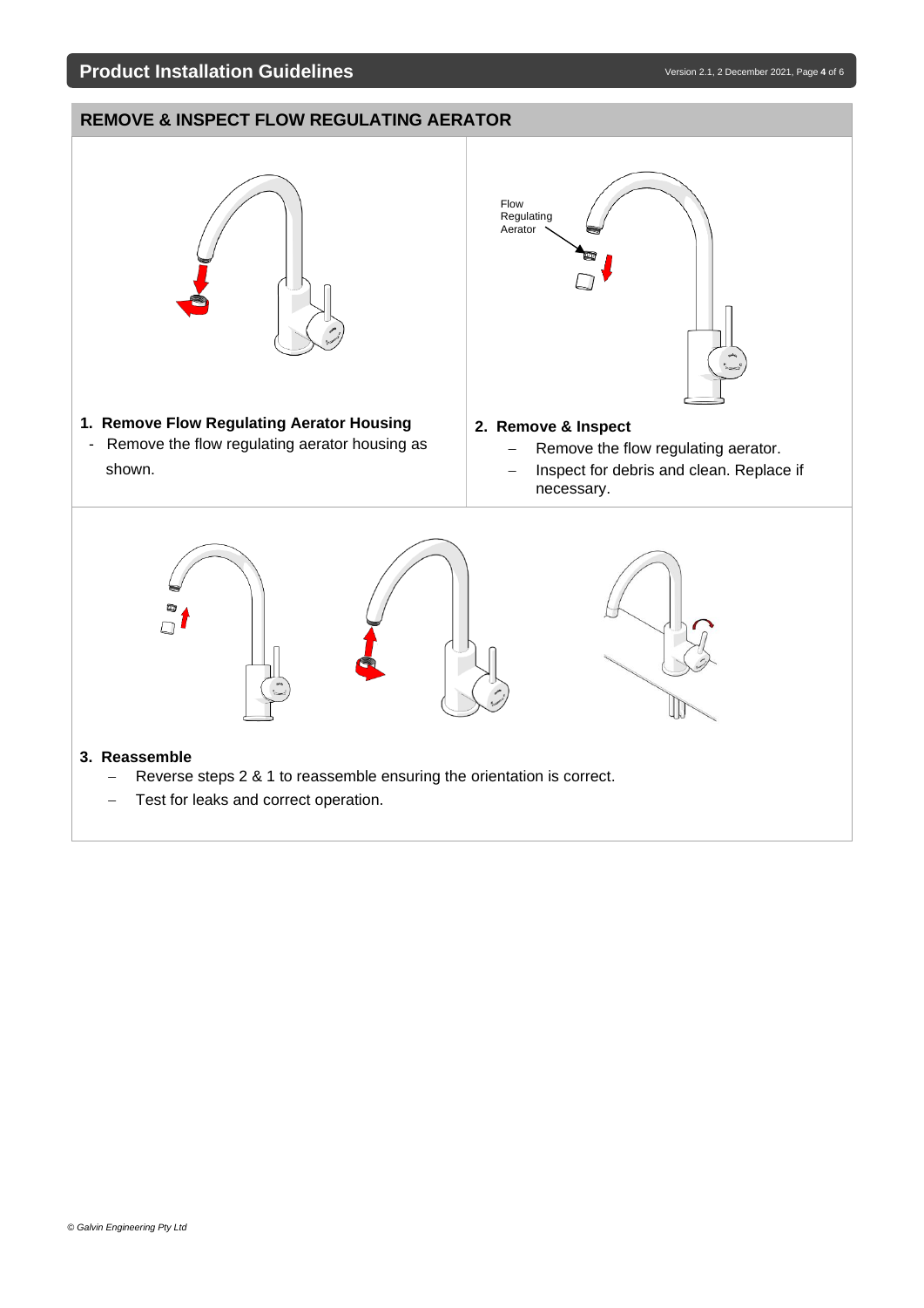## REMOVE & INSPECT FLOW REGULATING AERATOR

Flow Regulating Aerator

**1. Remove Flow Regulating Aerator Housing**

- Remove the flow regulating aerator housing as shown.

**2. Remove & Inspect**

- Remove the flow regulating aerator.
- Inspect for debris and clean. Replace if necessary.

**3. Reassemble**

- Reverse steps 2 & 1 to reassemble ensuring the orientation is correct.
- Test for leaks and correct operation.

*© Galvin Engineering Pty Ltd*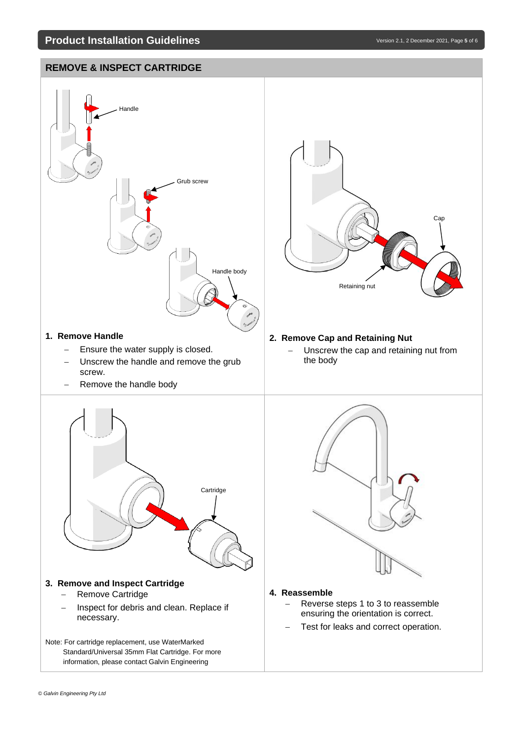## REMOVE & INSPECT CARTRIDGE

### 1. Remove Handle

- Ensure the water supply is closed.
- Unscrew the handle and remove the grub screw.
- Remove the handle body

### 2. Remove Cap and Retaining Nut

- Unscrew the cap and retaining nut from the body

### 3. Remove and Inspect Cartridge

- Remove Cartridge
- Inspect for debris and clean. Replace if necessary.

Note: For cartridge replacement, use WaterMarked Standard/Universal 35mm Flat Cartridge. For more information, please contact Galvin Engineering

### 4. Reassemble

- Reverse steps 1 to 3 to reassemble ensuring the orientation is correct.
- Test for leaks and correct operation.

*© Galvin Engineering Pty Ltd*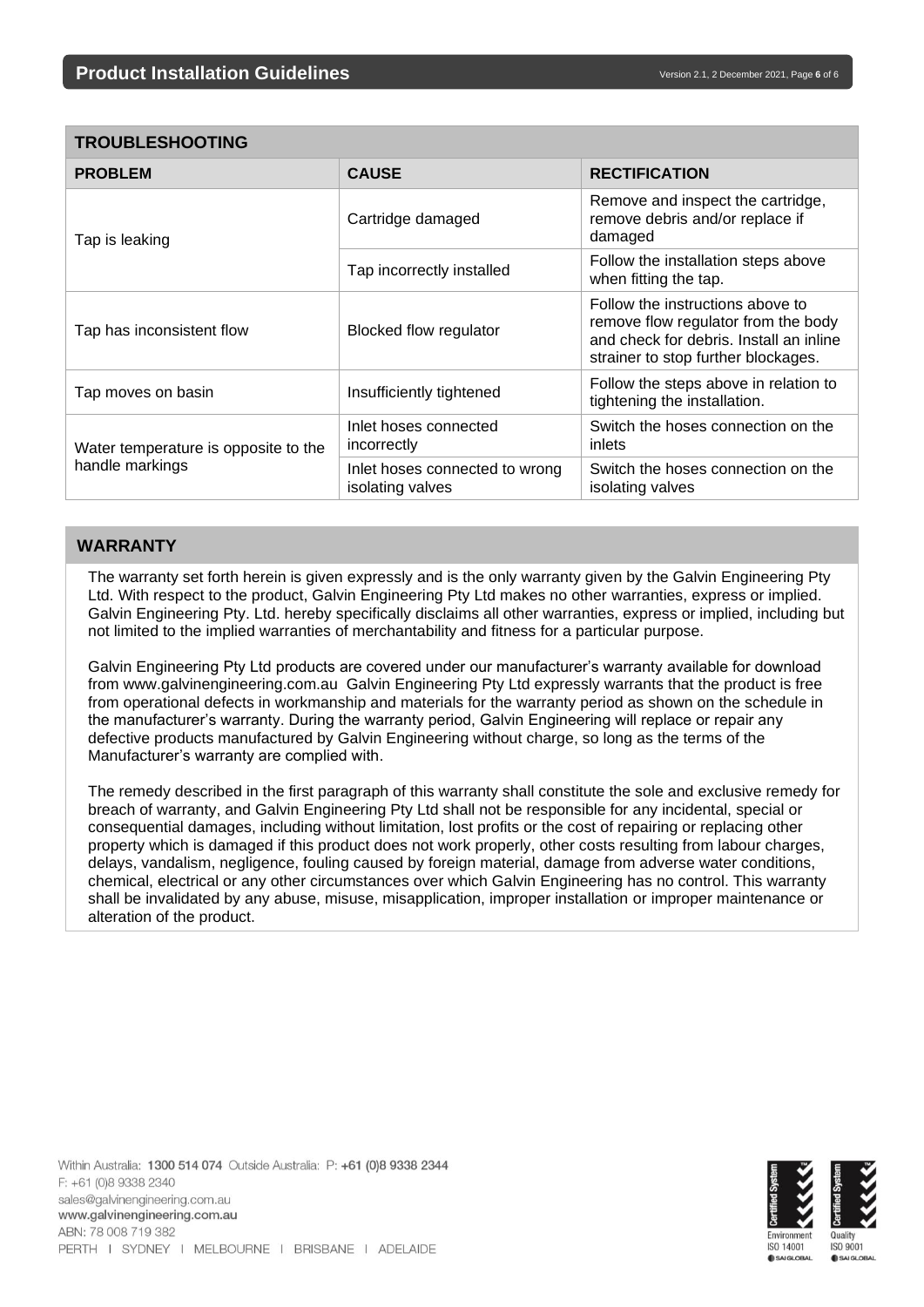## TROUBLESHOOTING

| PROBLEM | CAUSE | RECTIFICATION |
|---|---|---|
| Tap is leaking | Cartridge damaged | Remove and inspect the cartridge, remove debris and/or replace if damaged |
| | Tap incorrectly installed | Follow the installation steps above when fitting the tap. |
| Tap has inconsistent flow | Blocked flow regulator | Follow the instructions above to remove flow regulator from the body and check for debris. Install an inline strainer to stop further blockages. |
| Tap moves on basin | Insufficiently tightened | Follow the steps above in relation to tightening the installation. |
| Water temperature is opposite to the handle markings | Inlet hoses connected incorrectly | Switch the hoses connection on the inlets |
| | Inlet hoses connected to wrong isolating valves | Switch the hoses connection on the isolating valves |

## WARRANTY

The warranty set forth herein is given expressly and is the only warranty given by the Galvin Engineering Pty Ltd. With respect to the product, Galvin Engineering Pty Ltd makes no other warranties, express or implied. Galvin Engineering Pty. Ltd. hereby specifically disclaims all other warranties, express or implied, including but not limited to the implied warranties of merchantability and fitness for a particular purpose.

Galvin Engineering Pty Ltd products are covered under our manufacturer's warranty available for download from www.galvinengineering.com.au Galvin Engineering Pty Ltd expressly warrants that the product is free from operational defects in workmanship and materials for the warranty period as shown on the schedule in the manufacturer's warranty. During the warranty period, Galvin Engineering will replace or repair any defective products manufactured by Galvin Engineering without charge, so long as the terms of the Manufacturer's warranty are complied with.

The remedy described in the first paragraph of this warranty shall constitute the sole and exclusive remedy for breach of warranty, and Galvin Engineering Pty Ltd shall not be responsible for any incidental, special or consequential damages, including without limitation, lost profits or the cost of repairing or replacing other property which is damaged if this product does not work properly, other costs resulting from labour charges, delays, vandalism, negligence, fouling caused by foreign material, damage from adverse water conditions, chemical, electrical or any other circumstances over which Galvin Engineering has no control. This warranty shall be invalidated by any abuse, misuse, misapplication, improper installation or improper maintenance or alteration of the product.

Within Australia: 1300 514 074 Outside Australia: P: +61 (0)8 9338 2344
F: +61 (0)8 9338 2340
sales@galvinengineering.com.au
www.galvinengineering.com.au
ABN: 78 008 719 382
PERTH | SYDNEY | MELBOURNE | BRISBANE | ADELAIDE

Certified System Environment ISO 14001 SAI GLOBAL
Certified System Quality ISO 9001 SAI GLOBAL